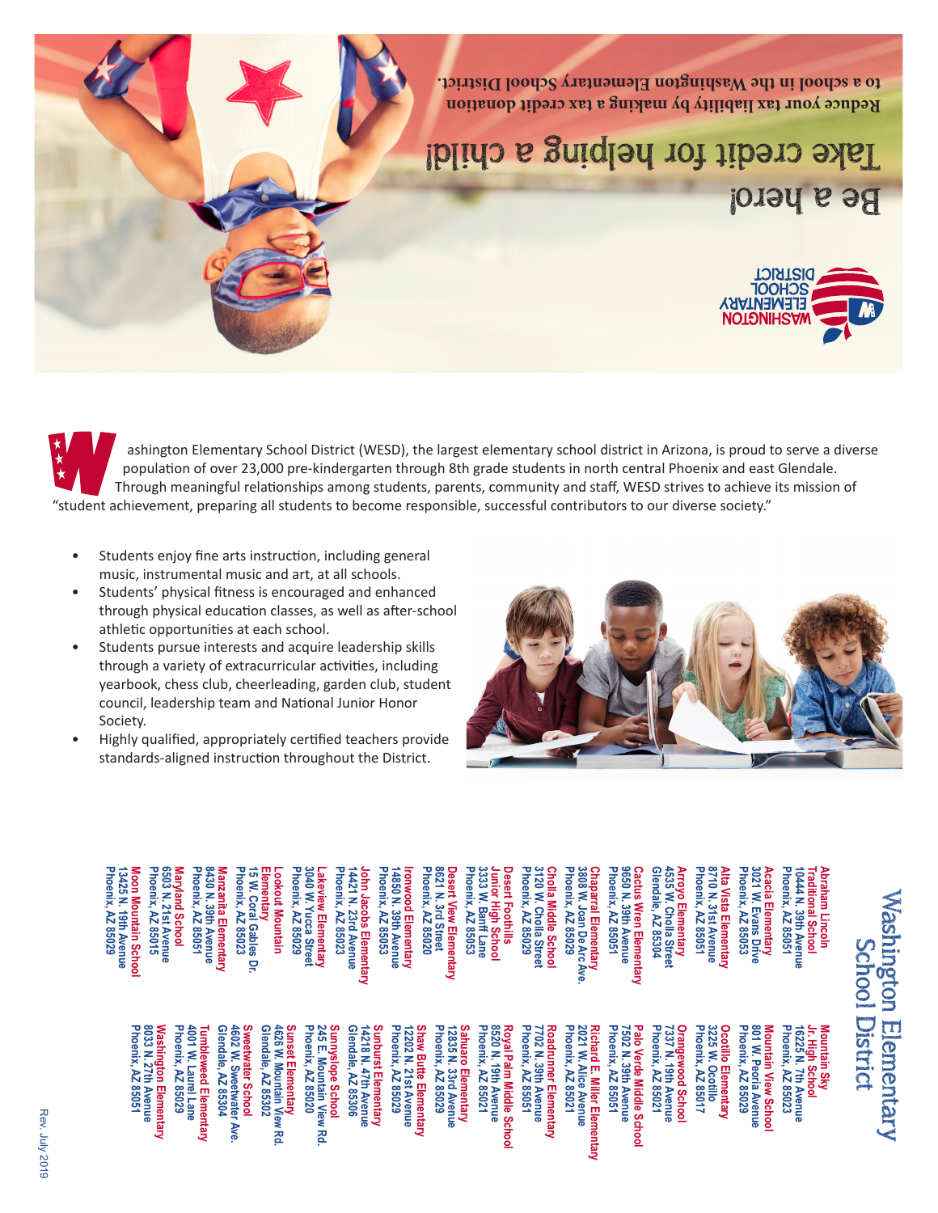Be a hero!

Take credit for helping a child!

Reduce your tax liability by making a tax credit donation to a school in the Washington Elementary School District.

WASHINGTON ELEMENTARY SCHOOL DISTRICT

Washington Elementary School District (WESD), the largest elementary school district in Arizona, is proud to serve a diverse population of over 23,000 pre-kindergarten through 8th grade students in north central Phoenix and east Glendale. Through meaningful relationships among students, parents, community and staff, WESD strives to achieve its mission of "student achievement, preparing all students to become responsible, successful contributors to our diverse society."

- Students enjoy fine arts instruction, including general music, instrumental music and art, at all schools.
- Students' physical fitness is encouraged and enhanced through physical education classes, as well as after-school athletic opportunities at each school.
- Students pursue interests and acquire leadership skills through a variety of extracurricular activities, including yearbook, chess club, cheerleading, garden club, student council, leadership team and National Junior Honor Society.
- Highly qualified, appropriately certified teachers provide standards-aligned instruction throughout the District.

## Washington Elementary School District

**Abraham Lincoln Traditional School**
10444 N. 39th Avenue
Phoenix, AZ 85051

**Acacia Elementary**
3021 W. Evans Drive
Phoenix, AZ 85053

**Alta Vista Elementary**
8710 N. 31st Avenue
Phoenix, AZ 85051

**Arroyo Elementary**
4535 W. Cholla Street
Glendale, AZ 85304

**Cactus Wren Elementary**
9650 N. 39th Avenue
Phoenix, AZ 85051

**Chaparral Elementary**
3808 W. Joan De Arc Ave.
Phoenix, AZ 85029

**Cholla Middle School**
3120 W. Cholla Street
Phoenix, AZ 85029

**Desert Foothills Junior High School**
3333 W. Banff Lane
Phoenix, AZ 85053

**Desert View Elementary**
8621 N. 3rd Street
Phoenix, AZ 85020

**Ironwood Elementary**
14850 N. 39th Avenue
Phoenix, AZ 85053

**John Jacobs Elementary**
14421 N. 23rd Avenue
Phoenix, AZ 85023

**Lakeview Elementary**
3040 W. Yucca Street
Phoenix, AZ 85029

**Lookout Mountain Elementary**
15 W. Coral Gables Dr.
Phoenix, AZ 85023

**Manzanita Elementary**
8430 N. 39th Avenue
Phoenix, AZ 85051

**Maryland School**
6503 N. 21st Avenue
Phoenix, AZ 85015

**Moon Mountain School**
13425 N. 19th Avenue
Phoenix, AZ 85029

**Mountain Sky Jr. High School**
16225 N. 7th Avenue
Phoenix, AZ 85023

**Mountain View School**
801 W. Peoria Avenue
Phoenix, AZ 85029

**Ocotillo Elementary**
3225 W. Ocotillo
Phoenix, AZ 85017

**Orangewood School**
7337 N. 19th Avenue
Phoenix, AZ 85021

**Palo Verde Middle School**
7502 N. 39th Avenue
Phoenix, AZ 85051

**Richard E. Miller Elementary**
2021 W. Alice Avenue
Phoenix, AZ 85021

**Roadrunner Elementary**
7702 N. 39th Avenue
Phoenix, AZ 85051

**Royal Palm Middle School**
8520 N. 19th Avenue
Phoenix, AZ 85021

**Sahuaro Elementary**
12835 N. 33rd Avenue
Phoenix, AZ 85029

**Shaw Butte Elementary**
12202 N. 21st Avenue
Phoenix, AZ 85029

**Sunburst Elementary**
14218 N. 47th Avenue
Glendale, AZ 85306

**Sunnyslope School**
245 E. Mountain View Rd.
Phoenix, AZ 85020

**Sunset Elementary**
4626 W. Mountain View Rd.
Glendale, AZ 85302

**Sweetwater School**
4602 W. Sweetwater Ave.
Glendale, AZ 85304

**Tumbleweed Elementary**
4001 W. Laurel Lane
Phoenix, AZ 85029

**Washington Elementary**
8033 N. 27th Avenue
Phoenix, AZ 85051

Rev. July 2019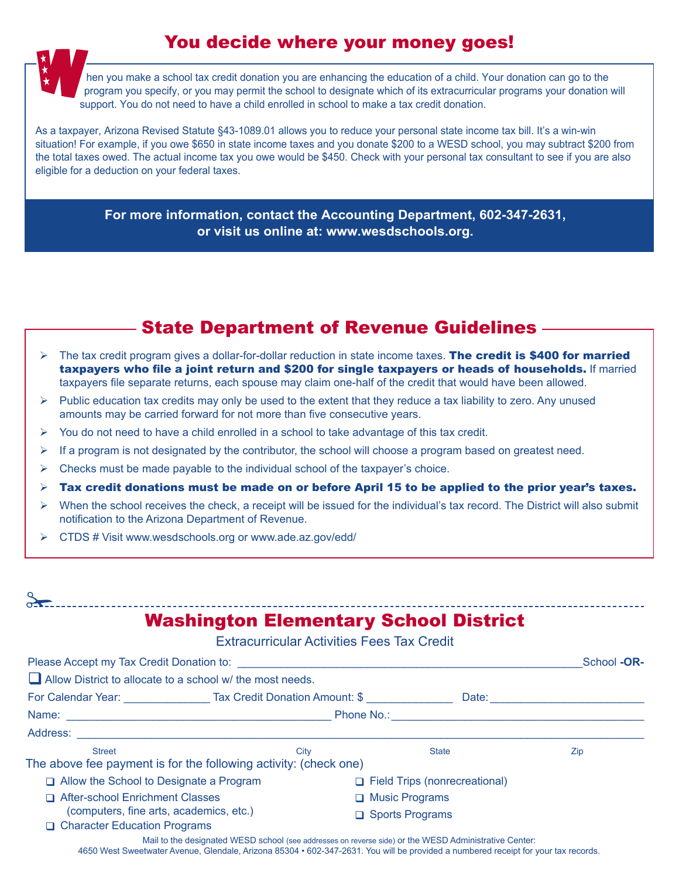# You decide where your money goes!

When you make a school tax credit donation you are enhancing the education of a child. Your donation can go to the program you specify, or you may permit the school to designate which of its extracurricular programs your donation will support. You do not need to have a child enrolled in school to make a tax credit donation.

As a taxpayer, Arizona Revised Statute §43-1089.01 allows you to reduce your personal state income tax bill. It's a win-win situation! For example, if you owe $650 in state income taxes and you donate $200 to a WESD school, you may subtract $200 from the total taxes owed. The actual income tax you owe would be $450. Check with your personal tax consultant to see if you are also eligible for a deduction on your federal taxes.

**For more information, contact the Accounting Department, 602-347-2631, or visit us online at: www.wesdschools.org.**

## State Department of Revenue Guidelines

- The tax credit program gives a dollar-for-dollar reduction in state income taxes. **The credit is $400 for married taxpayers who file a joint return and $200 for single taxpayers or heads of households.** If married taxpayers file separate returns, each spouse may claim one-half of the credit that would have been allowed.
- Public education tax credits may only be used to the extent that they reduce a tax liability to zero. Any unused amounts may be carried forward for not more than five consecutive years.
- You do not need to have a child enrolled in a school to take advantage of this tax credit.
- If a program is not designated by the contributor, the school will choose a program based on greatest need.
- Checks must be made payable to the individual school of the taxpayer's choice.
- **Tax credit donations must be made on or before April 15 to be applied to the prior year's taxes.**
- When the school receives the check, a receipt will be issued for the individual's tax record. The District will also submit notification to the Arizona Department of Revenue.
- CTDS # Visit www.wesdschools.org or www.ade.az.gov/edd/

---

## Washington Elementary School District

Extracurricular Activities Fees Tax Credit

Please Accept my Tax Credit Donation to: ______________________________ School **-OR-**

☐ Allow District to allocate to a school w/ the most needs.

For Calendar Year: __________ Tax Credit Donation Amount: $ __________ Date: ______________

Name: ______________________________ Phone No.: ______________________________

Address: ____________________________________________________________

Street City State Zip

The above fee payment is for the following activity: (check one)

- ☐ Allow the School to Designate a Program
- ☐ After-school Enrichment Classes (computers, fine arts, academics, etc.)
- ☐ Character Education Programs
- ☐ Field Trips (nonrecreational)
- ☐ Music Programs
- ☐ Sports Programs

Mail to the designated WESD school (see addresses on reverse side) or the WESD Administrative Center: 4650 West Sweetwater Avenue, Glendale, Arizona 85304 • 602-347-2631. You will be provided a numbered receipt for your tax records.